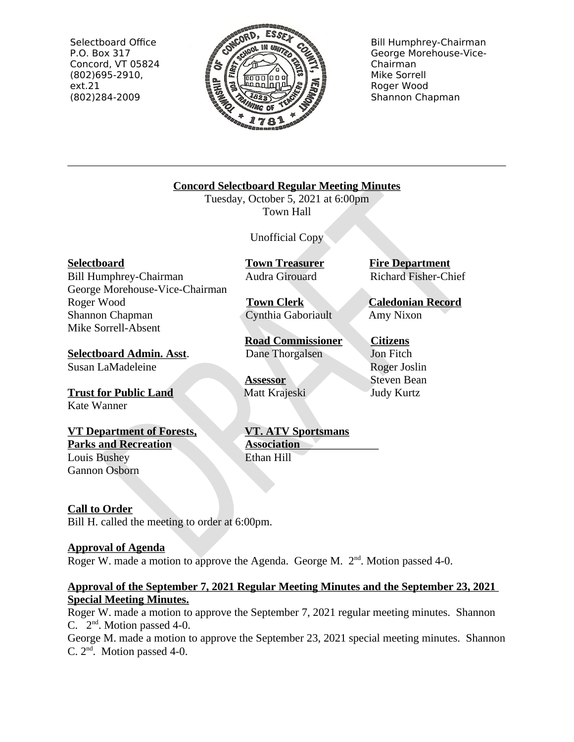Selectbloard Office
P.O. Box 317
Concord, VT 05824
(802)695-2910, ext.21
(802)284-2009

Bill Humphrey-Chairman
George Morehouse-Vice-Chairman
Mike Sorrell
Roger Wood
Shannon Chapman

---

**Concord Selectboard Regular Meeting Minutes**
Tuesday, October 5, 2021 at 6:00pm
Town Hall

Unofficial Copy

**Selectboard**
Bill Humphrey-Chairman
George Morehouse-Vice-Chairman
Roger Wood
Shannon Chapman
Mike Sorrell-Absent

**Selectboard Admin. Asst.**
Susan LaMadeleine

**Trust for Public Land**
Kate Wanner

**VT Department of Forests, Parks and Recreation**
Louis Bushey
Gannon Osborn

**Town Treasurer**
Audra Girouard

**Town Clerk**
Cynthia Gaboriault

**Road Commissioner**
Dane Thorgalsen

**Assessor**
Matt Krajeski

**VT. ATV Sportsmans Association**
Ethan Hill

**Fire Department**
Richard Fisher-Chief

**Caledonian Record**
Amy Nixon

**Citizens**
Jon Fitch
Roger Joslin
Steven Bean
Judy Kurtz

**Call to Order**
Bill H. called the meeting to order at 6:00pm.

**Approval of Agenda**
Roger W. made a motion to approve the Agenda. George M. 2nd. Motion passed 4-0.

**Approval of the September 7, 2021 Regular Meeting Minutes and the September 23, 2021 Special Meeting Minutes.**
Roger W. made a motion to approve the September 7, 2021 regular meeting minutes. Shannon C. 2nd. Motion passed 4-0.
George M. made a motion to approve the September 23, 2021 special meeting minutes. Shannon C. 2nd. Motion passed 4-0.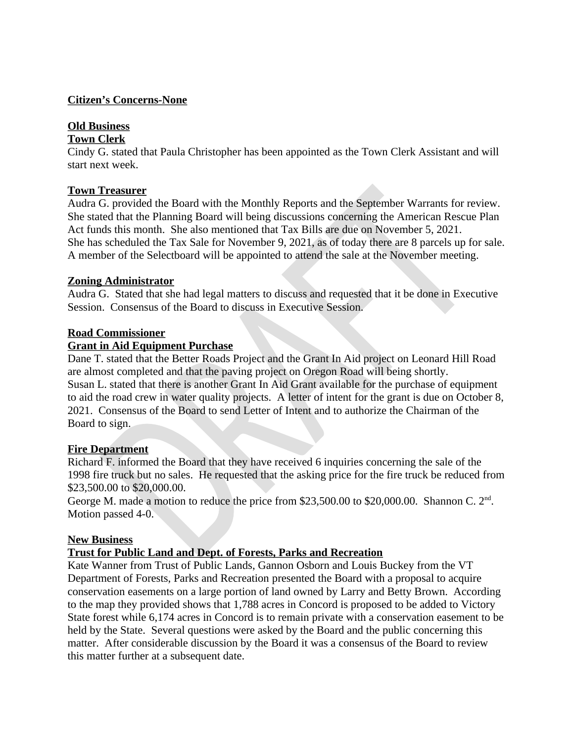**Citizen's Concerns-None**

**Old Business**

**Town Clerk**

Cindy G. stated that Paula Christopher has been appointed as the Town Clerk Assistant and will start next week.

**Town Treasurer**

Audra G. provided the Board with the Monthly Reports and the September Warrants for review. She stated that the Planning Board will being discussions concerning the American Rescue Plan Act funds this month. She also mentioned that Tax Bills are due on November 5, 2021. She has scheduled the Tax Sale for November 9, 2021, as of today there are 8 parcels up for sale. A member of the Selectboard will be appointed to attend the sale at the November meeting.

**Zoning Administrator**

Audra G. Stated that she had legal matters to discuss and requested that it be done in Executive Session. Consensus of the Board to discuss in Executive Session.

**Road Commissioner**

**Grant in Aid Equipment Purchase**

Dane T. stated that the Better Roads Project and the Grant In Aid project on Leonard Hill Road are almost completed and that the paving project on Oregon Road will being shortly. Susan L. stated that there is another Grant In Aid Grant available for the purchase of equipment to aid the road crew in water quality projects. A letter of intent for the grant is due on October 8, 2021. Consensus of the Board to send Letter of Intent and to authorize the Chairman of the Board to sign.

**Fire Department**

Richard F. informed the Board that they have received 6 inquiries concerning the sale of the 1998 fire truck but no sales. He requested that the asking price for the fire truck be reduced from $23,500.00 to $20,000.00.

George M. made a motion to reduce the price from $23,500.00 to $20,000.00. Shannon C. 2nd. Motion passed 4-0.

**New Business**

**Trust for Public Land and Dept. of Forests, Parks and Recreation**

Kate Wanner from Trust of Public Lands, Gannon Osborn and Louis Buckey from the VT Department of Forests, Parks and Recreation presented the Board with a proposal to acquire conservation easements on a large portion of land owned by Larry and Betty Brown. According to the map they provided shows that 1,788 acres in Concord is proposed to be added to Victory State forest while 6,174 acres in Concord is to remain private with a conservation easement to be held by the State. Several questions were asked by the Board and the public concerning this matter. After considerable discussion by the Board it was a consensus of the Board to review this matter further at a subsequent date.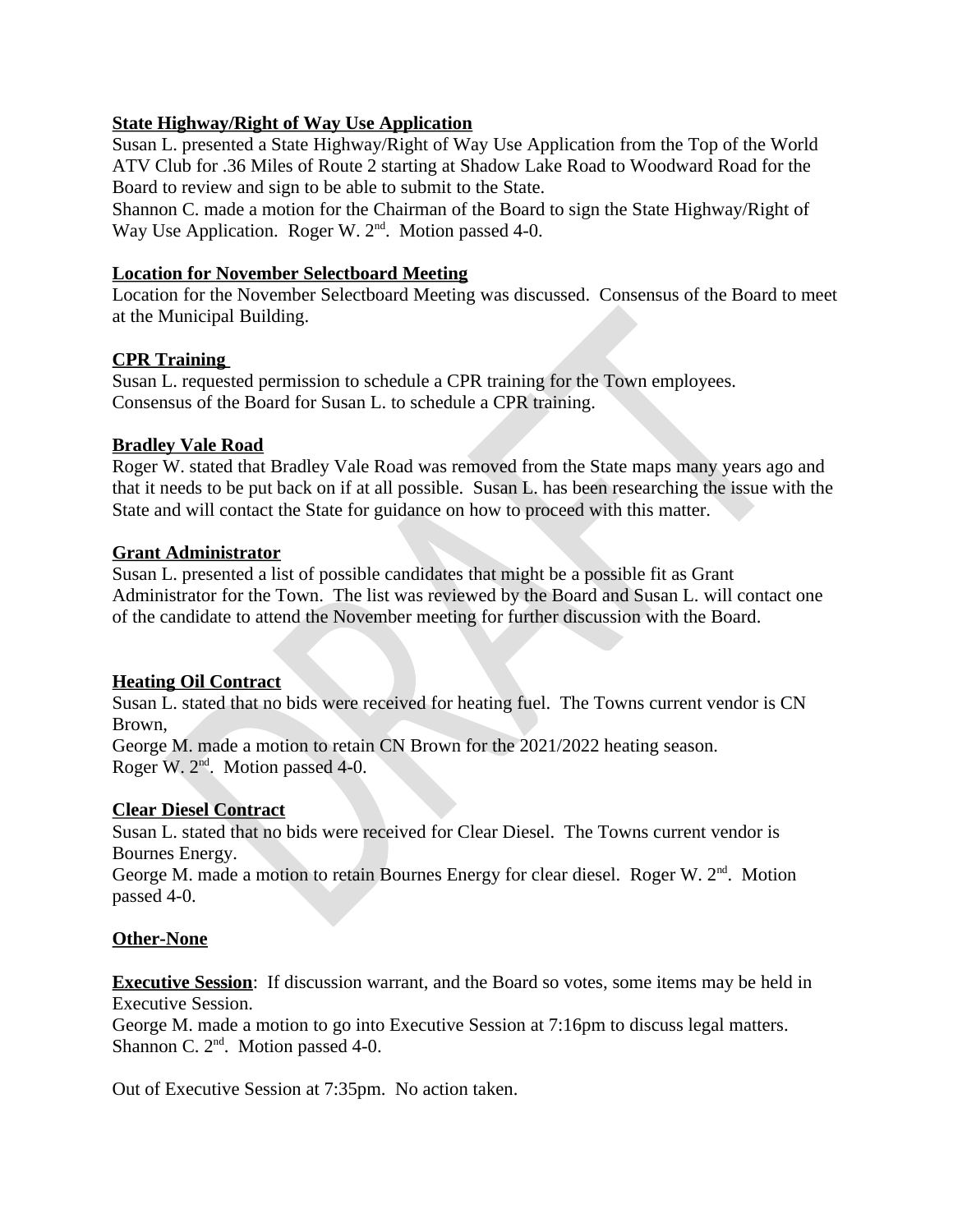**State Highway/Right of Way Use Application**

Susan L. presented a State Highway/Right of Way Use Application from the Top of the World ATV Club for .36 Miles of Route 2 starting at Shadow Lake Road to Woodward Road for the Board to review and sign to be able to submit to the State.

Shannon C. made a motion for the Chairman of the Board to sign the State Highway/Right of Way Use Application. Roger W. 2nd. Motion passed 4-0.

**Location for November Selectboard Meeting**

Location for the November Selectboard Meeting was discussed. Consensus of the Board to meet at the Municipal Building.

**CPR Training**

Susan L. requested permission to schedule a CPR training for the Town employees. Consensus of the Board for Susan L. to schedule a CPR training.

**Bradley Vale Road**

Roger W. stated that Bradley Vale Road was removed from the State maps many years ago and that it needs to be put back on if at all possible. Susan L. has been researching the issue with the State and will contact the State for guidance on how to proceed with this matter.

**Grant Administrator**

Susan L. presented a list of possible candidates that might be a possible fit as Grant Administrator for the Town. The list was reviewed by the Board and Susan L. will contact one of the candidate to attend the November meeting for further discussion with the Board.

**Heating Oil Contract**

Susan L. stated that no bids were received for heating fuel. The Towns current vendor is CN Brown,

George M. made a motion to retain CN Brown for the 2021/2022 heating season. Roger W. 2nd. Motion passed 4-0.

**Clear Diesel Contract**

Susan L. stated that no bids were received for Clear Diesel. The Towns current vendor is Bournes Energy.

George M. made a motion to retain Bournes Energy for clear diesel. Roger W. 2nd. Motion passed 4-0.

**Other-None**

**Executive Session**: If discussion warrant, and the Board so votes, some items may be held in Executive Session.

George M. made a motion to go into Executive Session at 7:16pm to discuss legal matters. Shannon C. 2nd. Motion passed 4-0.

Out of Executive Session at 7:35pm. No action taken.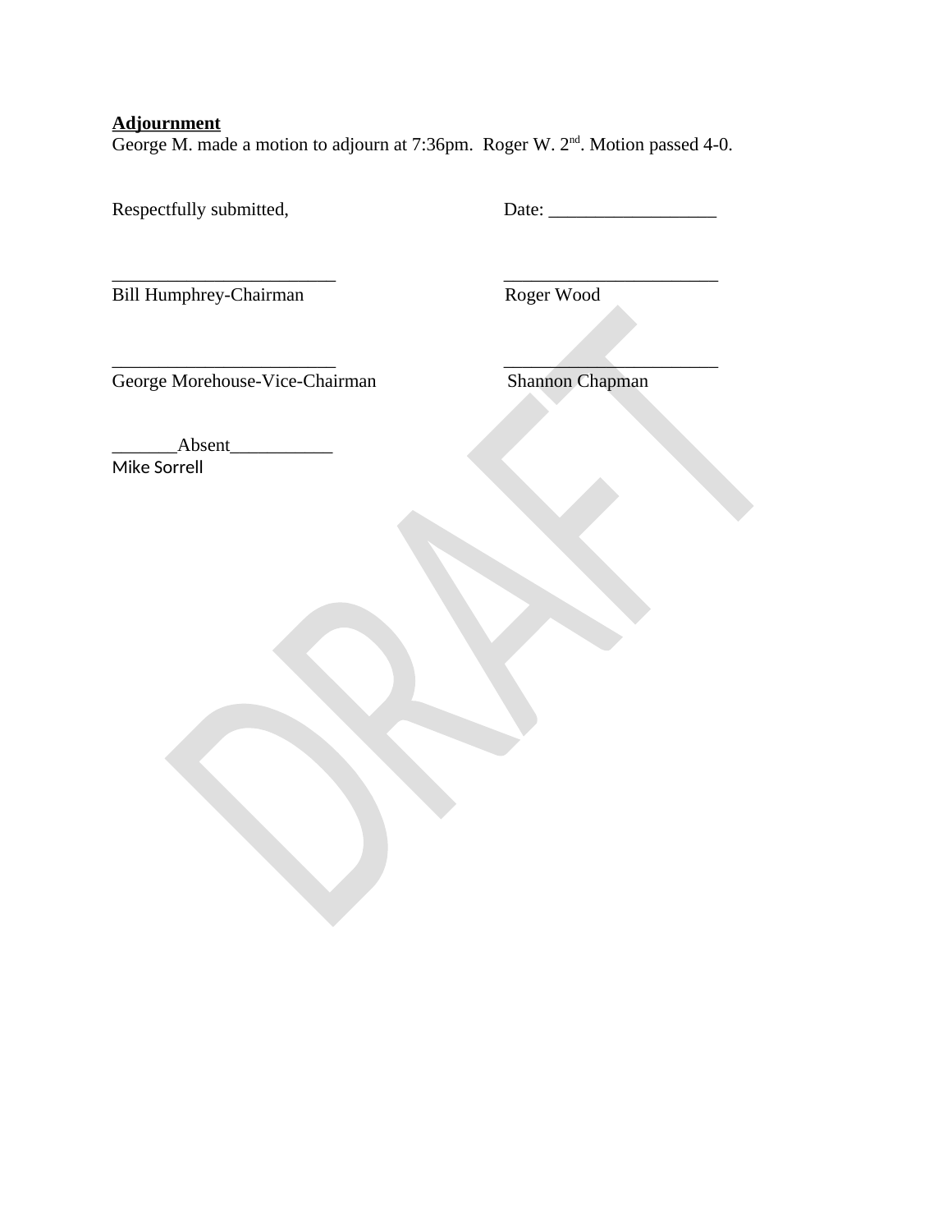**Adjournment**

George M. made a motion to adjourn at 7:36pm. Roger W. 2nd. Motion passed 4-0.

Respectfully submitted,

Date: __________________

________________________
Bill Humphrey-Chairman

________________________
Roger Wood

________________________
George Morehouse-Vice-Chairman

________________________
Shannon Chapman

_______Absent___________
Mike Sorrell

DRAFT